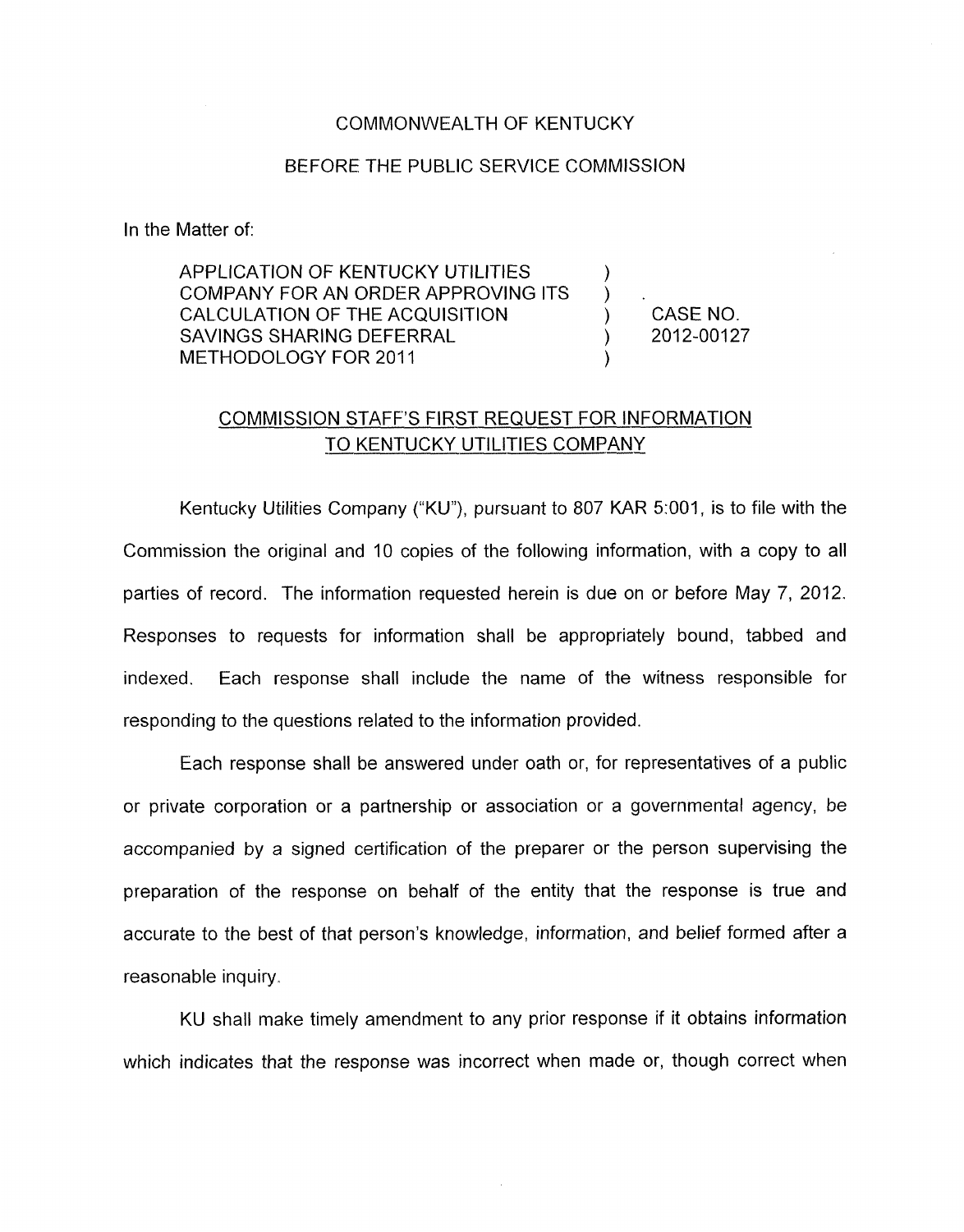COMMONWEALTH OF KENTUCKY

BEFORE THE PUBLIC SERVICE COMMISSION

In the Matter of:

| | | |
|---|---|---|
| APPLICATION OF KENTUCKY UTILITIES COMPANY FOR AN ORDER APPROVING ITS CALCULATION OF THE ACQUISITION SAVINGS SHARING DEFERRAL METHODOLOGY FOR 2011 | ) ) ) ) ) | CASE NO. 2012-00127 |

## COMMISSION STAFF'S FIRST REQUEST FOR INFORMATION TO KENTUCKY UTILITIES COMPANY

Kentucky Utilities Company ("KU"), pursuant to 807 KAR 5:001, is to file with the Commission the original and 10 copies of the following information, with a copy to all parties of record. The information requested herein is due on or before May 7, 2012. Responses to requests for information shall be appropriately bound, tabbed and indexed. Each response shall include the name of the witness responsible for responding to the questions related to the information provided.

Each response shall be answered under oath or, for representatives of a public or private corporation or a partnership or association or a governmental agency, be accompanied by a signed certification of the preparer or the person supervising the preparation of the response on behalf of the entity that the response is true and accurate to the best of that person's knowledge, information, and belief formed after a reasonable inquiry.

KU shall make timely amendment to any prior response if it obtains information which indicates that the response was incorrect when made or, though correct when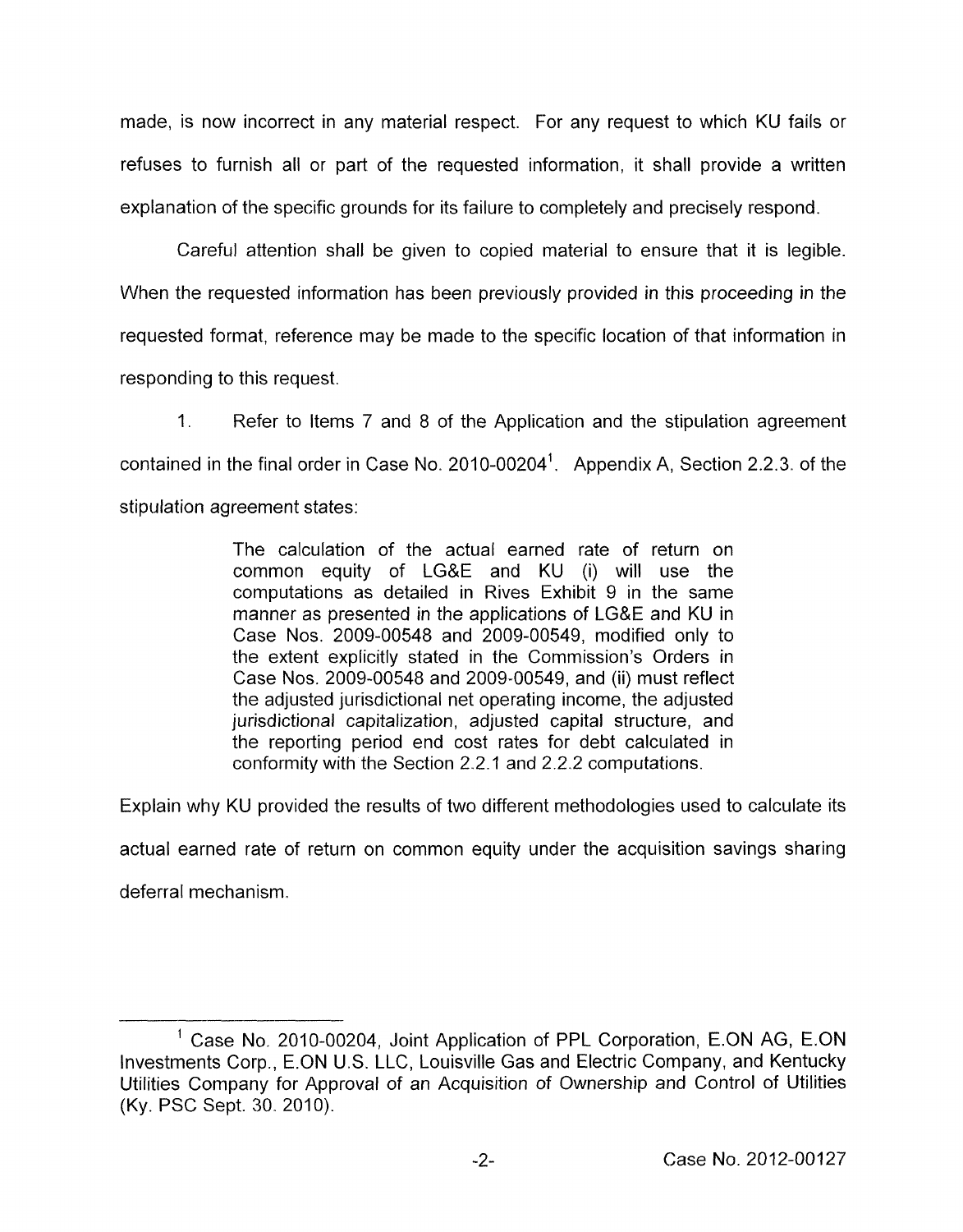made, is now incorrect in any material respect. For any request to which KU fails or refuses to furnish all or part of the requested information, it shall provide a written explanation of the specific grounds for its failure to completely and precisely respond.

Careful attention shall be given to copied material to ensure that it is legible. When the requested information has been previously provided in this proceeding in the requested format, reference may be made to the specific location of that information in responding to this request.

1. Refer to Items 7 and 8 of the Application and the stipulation agreement contained in the final order in Case No. 2010-00204[1]. Appendix A, Section 2.2.3. of the stipulation agreement states:

> The calculation of the actual earned rate of return on common equity of LG&E and KU (i) will use the computations as detailed in Rives Exhibit 9 in the same manner as presented in the applications of LG&E and KU in Case Nos. 2009-00548 and 2009-00549, modified only to the extent explicitly stated in the Commission's Orders in Case Nos. 2009-00548 and 2009-00549, and (ii) must reflect the adjusted jurisdictional net operating income, the adjusted jurisdictional capitalization, adjusted capital structure, and the reporting period end cost rates for debt calculated in conformity with the Section 2.2.1 and 2.2.2 computations.

Explain why KU provided the results of two different methodologies used to calculate its actual earned rate of return on common equity under the acquisition savings sharing deferral mechanism.

---

[1] Case No. 2010-00204, Joint Application of PPL Corporation, E.ON AG, E.ON Investments Corp., E.ON U.S. LLC, Louisville Gas and Electric Company, and Kentucky Utilities Company for Approval of an Acquisition of Ownership and Control of Utilities (Ky. PSC Sept. 30. 2010).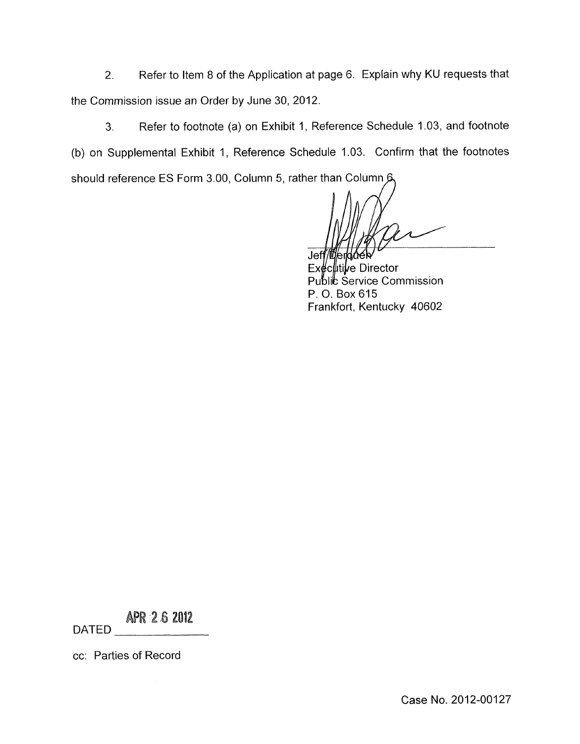2. Refer to Item 8 of the Application at page 6. Explain why KU requests that the Commission issue an Order by June 30, 2012.

3. Refer to footnote (a) on Exhibit 1, Reference Schedule 1.03, and footnote (b) on Supplemental Exhibit 1, Reference Schedule 1.03. Confirm that the footnotes should reference ES Form 3.00, Column 5, rather than Column 6.

Jeff Derouen
Executive Director
Public Service Commission
P. O. Box 615
Frankfort, Kentucky 40602

DATED APR 26 2012

cc: Parties of Record

Case No. 2012-00127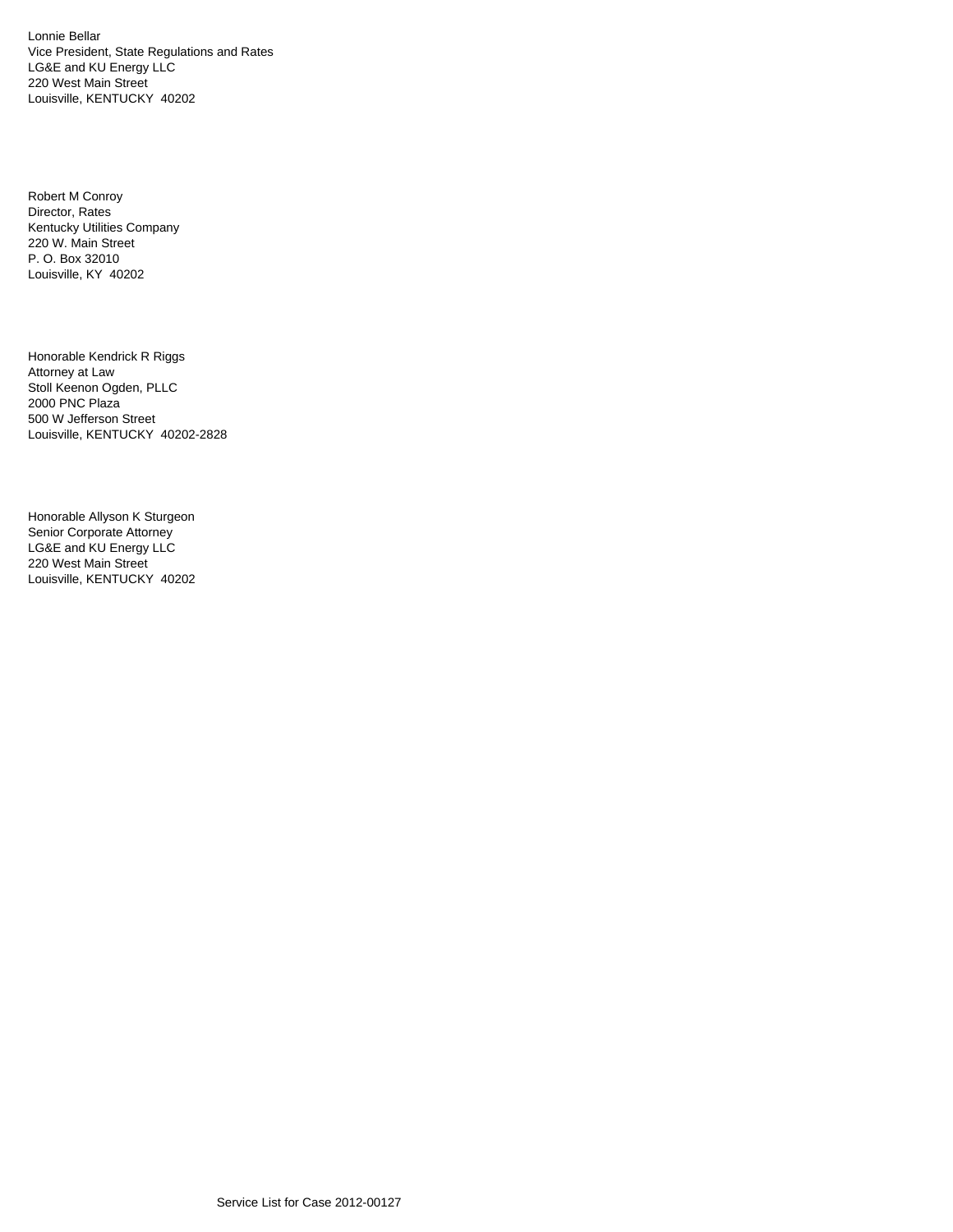Lonnie Bellar
Vice President, State Regulations and Rates
LG&E and KU Energy LLC
220 West Main Street
Louisville, KENTUCKY  40202

Robert M Conroy
Director, Rates
Kentucky Utilities Company
220 W. Main Street
P. O. Box 32010
Louisville, KY  40202

Honorable Kendrick R Riggs
Attorney at Law
Stoll Keenon Ogden, PLLC
2000 PNC Plaza
500 W Jefferson Street
Louisville, KENTUCKY  40202-2828

Honorable Allyson K Sturgeon
Senior Corporate Attorney
LG&E and KU Energy LLC
220 West Main Street
Louisville, KENTUCKY  40202

Service List for Case 2012-00127